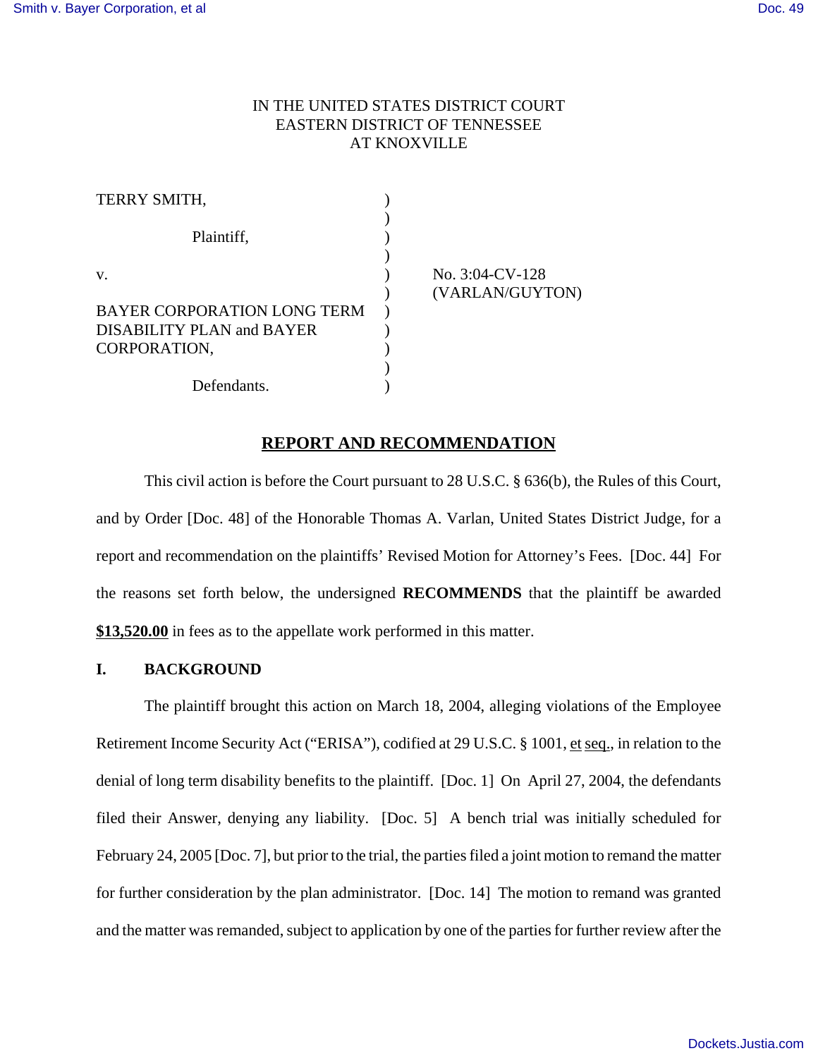IN THE UNITED STATES DISTRICT COURT
EASTERN DISTRICT OF TENNESSEE
AT KNOXVILLE

| | | |
|---|---|---|
| TERRY SMITH, | ) | |
| | ) | |
| Plaintiff, | ) | |
| | ) | |
| v. | ) | No. 3:04-CV-128 |
| | ) | (VARLAN/GUYTON) |
| BAYER CORPORATION LONG TERM DISABILITY PLAN and BAYER CORPORATION, | ) | |
| | ) | |
| Defendants. | ) | |

## REPORT AND RECOMMENDATION

This civil action is before the Court pursuant to 28 U.S.C. § 636(b), the Rules of this Court, and by Order [Doc. 48] of the Honorable Thomas A. Varlan, United States District Judge, for a report and recommendation on the plaintiffs' Revised Motion for Attorney's Fees. [Doc. 44] For the reasons set forth below, the undersigned **RECOMMENDS** that the plaintiff be awarded **$13,520.00** in fees as to the appellate work performed in this matter.

### I. BACKGROUND

The plaintiff brought this action on March 18, 2004, alleging violations of the Employee Retirement Income Security Act ("ERISA"), codified at 29 U.S.C. § 1001, et seq., in relation to the denial of long term disability benefits to the plaintiff. [Doc. 1] On April 27, 2004, the defendants filed their Answer, denying any liability. [Doc. 5] A bench trial was initially scheduled for February 24, 2005 [Doc. 7], but prior to the trial, the parties filed a joint motion to remand the matter for further consideration by the plan administrator. [Doc. 14] The motion to remand was granted and the matter was remanded, subject to application by one of the parties for further review after the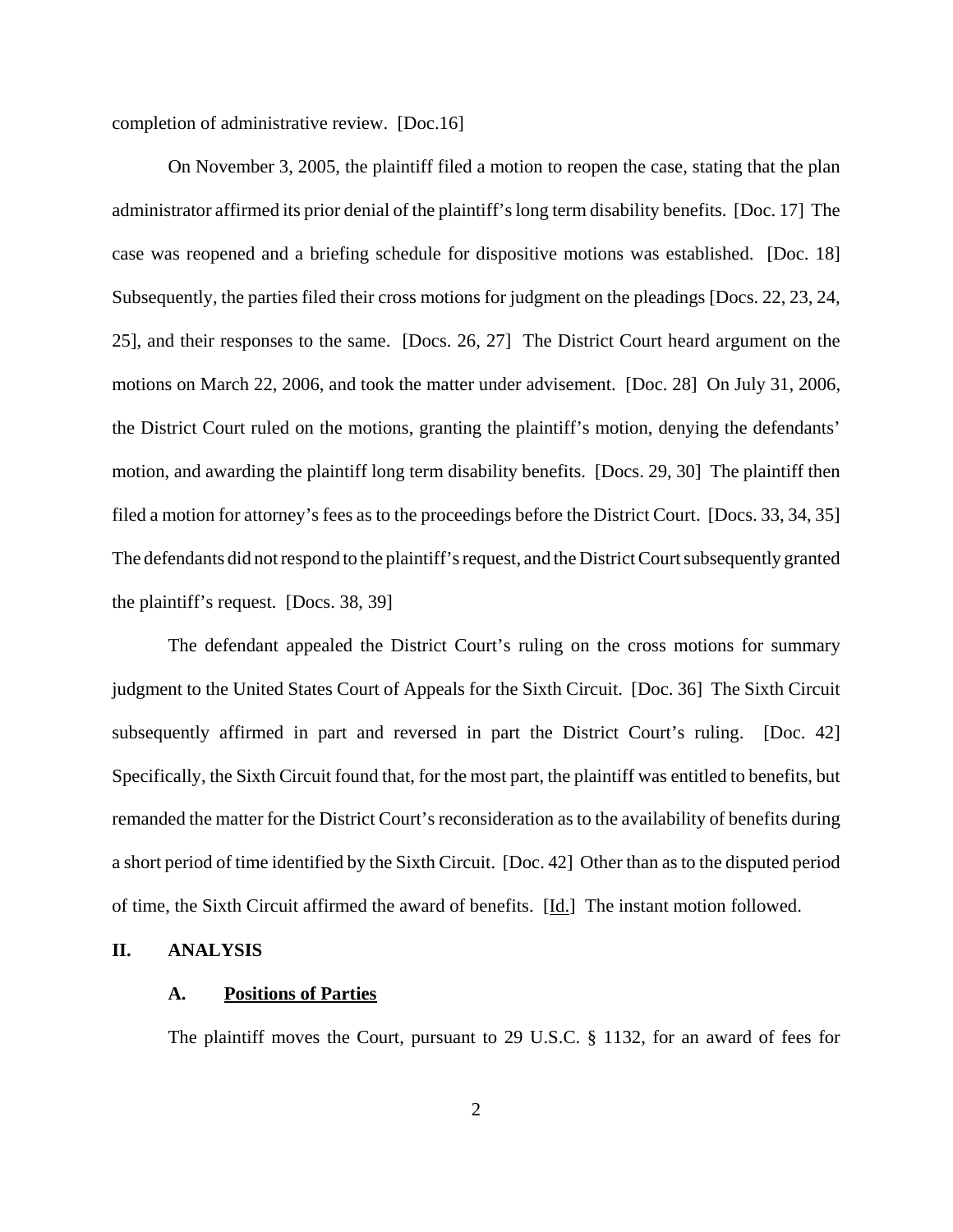completion of administrative review. [Doc.16]

On November 3, 2005, the plaintiff filed a motion to reopen the case, stating that the plan administrator affirmed its prior denial of the plaintiff's long term disability benefits. [Doc. 17] The case was reopened and a briefing schedule for dispositive motions was established. [Doc. 18] Subsequently, the parties filed their cross motions for judgment on the pleadings [Docs. 22, 23, 24, 25], and their responses to the same. [Docs. 26, 27] The District Court heard argument on the motions on March 22, 2006, and took the matter under advisement. [Doc. 28] On July 31, 2006, the District Court ruled on the motions, granting the plaintiff's motion, denying the defendants' motion, and awarding the plaintiff long term disability benefits. [Docs. 29, 30] The plaintiff then filed a motion for attorney's fees as to the proceedings before the District Court. [Docs. 33, 34, 35] The defendants did not respond to the plaintiff's request, and the District Court subsequently granted the plaintiff's request. [Docs. 38, 39]

The defendant appealed the District Court's ruling on the cross motions for summary judgment to the United States Court of Appeals for the Sixth Circuit. [Doc. 36] The Sixth Circuit subsequently affirmed in part and reversed in part the District Court's ruling. [Doc. 42] Specifically, the Sixth Circuit found that, for the most part, the plaintiff was entitled to benefits, but remanded the matter for the District Court's reconsideration as to the availability of benefits during a short period of time identified by the Sixth Circuit. [Doc. 42] Other than as to the disputed period of time, the Sixth Circuit affirmed the award of benefits. [Id.] The instant motion followed.

## II. ANALYSIS

### A. Positions of Parties

The plaintiff moves the Court, pursuant to 29 U.S.C. § 1132, for an award of fees for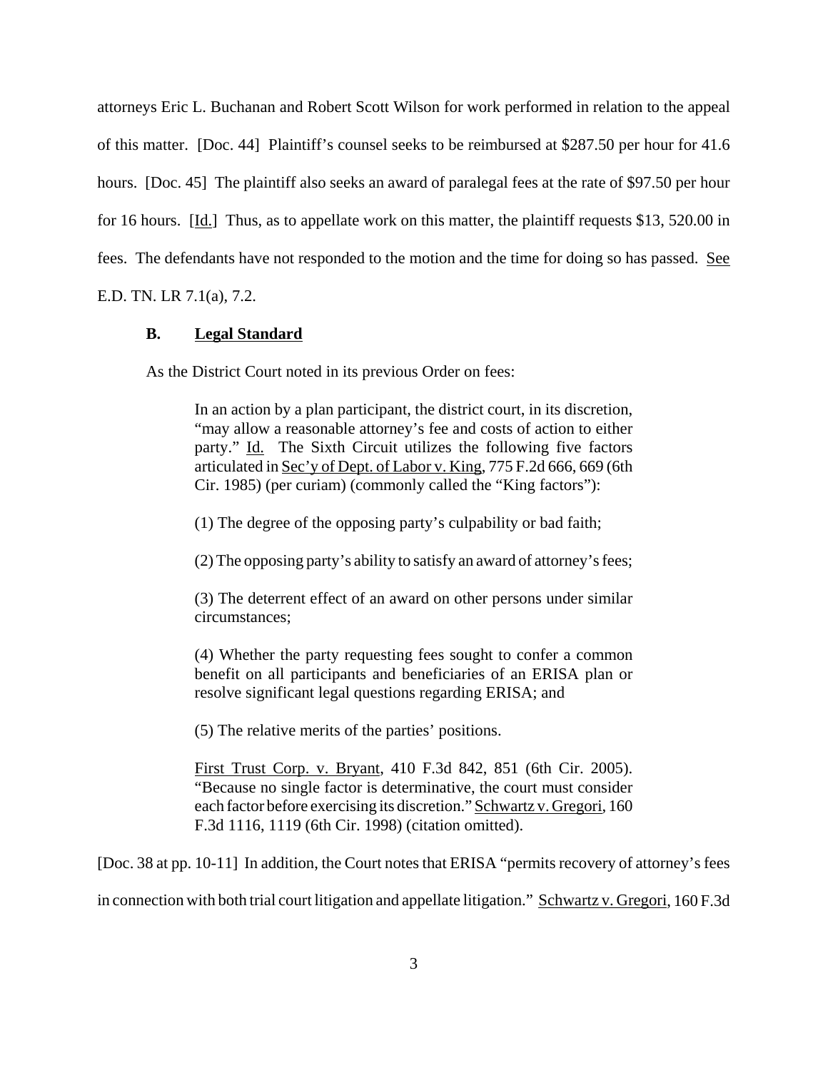attorneys Eric L. Buchanan and Robert Scott Wilson for work performed in relation to the appeal of this matter. [Doc. 44] Plaintiff's counsel seeks to be reimbursed at $287.50 per hour for 41.6 hours. [Doc. 45] The plaintiff also seeks an award of paralegal fees at the rate of $97.50 per hour for 16 hours. [Id.] Thus, as to appellate work on this matter, the plaintiff requests $13, 520.00 in fees. The defendants have not responded to the motion and the time for doing so has passed. See E.D. TN. LR 7.1(a), 7.2.

### B. Legal Standard

As the District Court noted in its previous Order on fees:

> In an action by a plan participant, the district court, in its discretion, "may allow a reasonable attorney's fee and costs of action to either party." Id. The Sixth Circuit utilizes the following five factors articulated in Sec'y of Dept. of Labor v. King, 775 F.2d 666, 669 (6th Cir. 1985) (per curiam) (commonly called the "King factors"):
>
> (1) The degree of the opposing party's culpability or bad faith;
>
> (2) The opposing party's ability to satisfy an award of attorney's fees;
>
> (3) The deterrent effect of an award on other persons under similar circumstances;
>
> (4) Whether the party requesting fees sought to confer a common benefit on all participants and beneficiaries of an ERISA plan or resolve significant legal questions regarding ERISA; and
>
> (5) The relative merits of the parties' positions.
>
> First Trust Corp. v. Bryant, 410 F.3d 842, 851 (6th Cir. 2005). "Because no single factor is determinative, the court must consider each factor before exercising its discretion." Schwartz v. Gregori, 160 F.3d 1116, 1119 (6th Cir. 1998) (citation omitted).

[Doc. 38 at pp. 10-11] In addition, the Court notes that ERISA "permits recovery of attorney's fees in connection with both trial court litigation and appellate litigation." Schwartz v. Gregori, 160 F.3d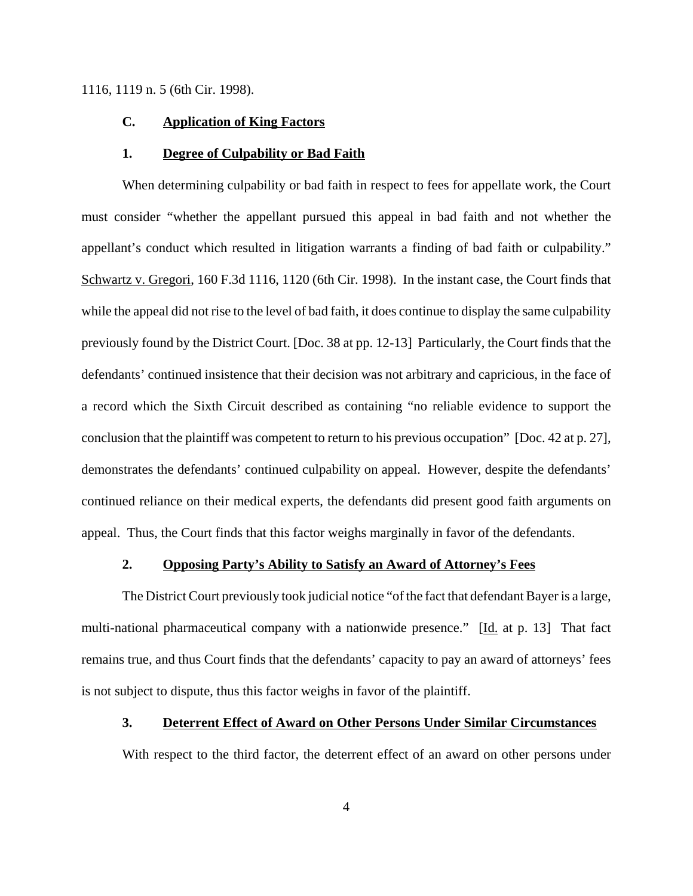1116, 1119 n. 5 (6th Cir. 1998).

### C. Application of King Factors

#### 1. Degree of Culpability or Bad Faith

When determining culpability or bad faith in respect to fees for appellate work, the Court must consider "whether the appellant pursued this appeal in bad faith and not whether the appellant's conduct which resulted in litigation warrants a finding of bad faith or culpability." Schwartz v. Gregori, 160 F.3d 1116, 1120 (6th Cir. 1998). In the instant case, the Court finds that while the appeal did not rise to the level of bad faith, it does continue to display the same culpability previously found by the District Court. [Doc. 38 at pp. 12-13] Particularly, the Court finds that the defendants' continued insistence that their decision was not arbitrary and capricious, in the face of a record which the Sixth Circuit described as containing "no reliable evidence to support the conclusion that the plaintiff was competent to return to his previous occupation" [Doc. 42 at p. 27], demonstrates the defendants' continued culpability on appeal. However, despite the defendants' continued reliance on their medical experts, the defendants did present good faith arguments on appeal. Thus, the Court finds that this factor weighs marginally in favor of the defendants.

#### 2. Opposing Party's Ability to Satisfy an Award of Attorney's Fees

The District Court previously took judicial notice "of the fact that defendant Bayer is a large, multi-national pharmaceutical company with a nationwide presence." [Id. at p. 13] That fact remains true, and thus Court finds that the defendants' capacity to pay an award of attorneys' fees is not subject to dispute, thus this factor weighs in favor of the plaintiff.

#### 3. Deterrent Effect of Award on Other Persons Under Similar Circumstances

With respect to the third factor, the deterrent effect of an award on other persons under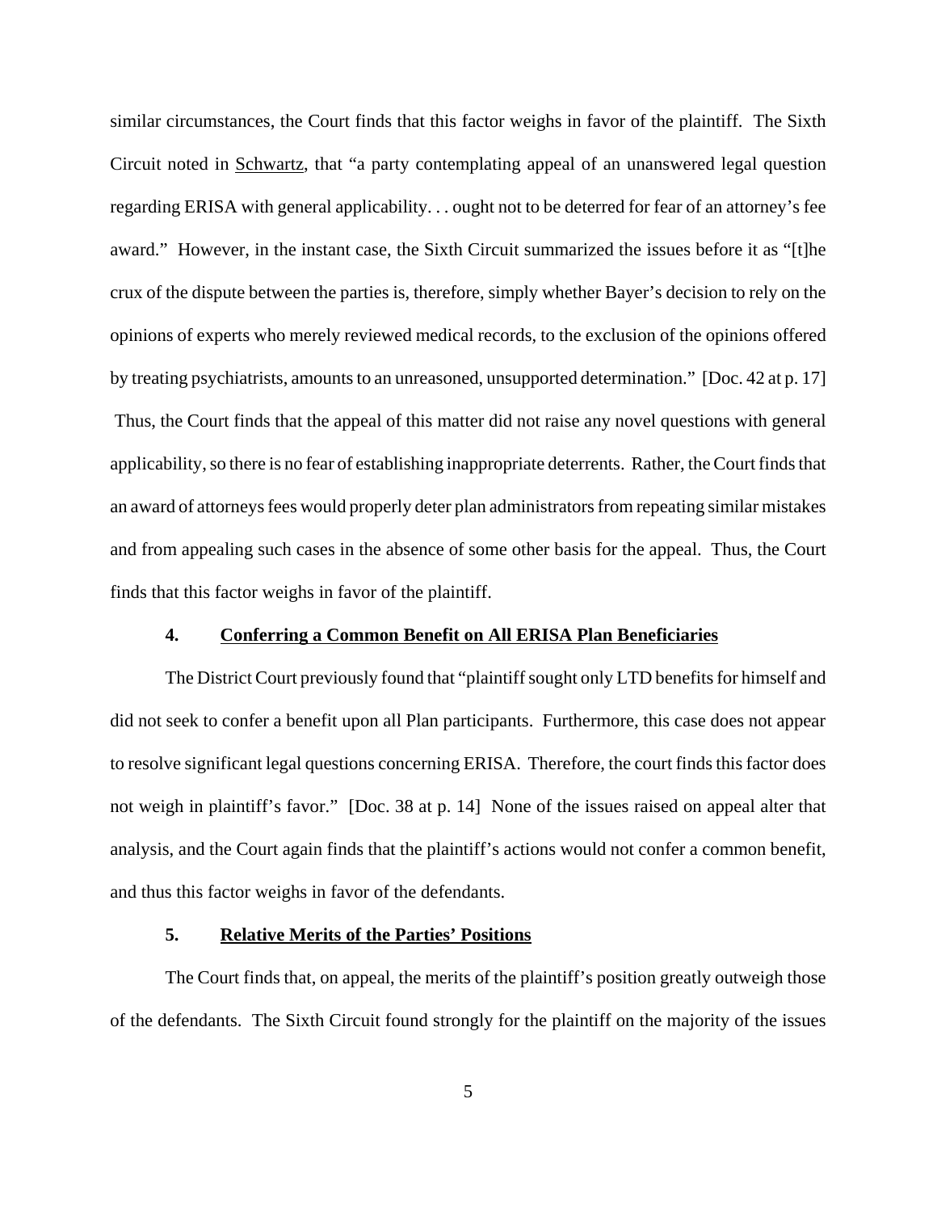similar circumstances, the Court finds that this factor weighs in favor of the plaintiff. The Sixth Circuit noted in Schwartz, that "a party contemplating appeal of an unanswered legal question regarding ERISA with general applicability. . . ought not to be deterred for fear of an attorney's fee award." However, in the instant case, the Sixth Circuit summarized the issues before it as "[t]he crux of the dispute between the parties is, therefore, simply whether Bayer's decision to rely on the opinions of experts who merely reviewed medical records, to the exclusion of the opinions offered by treating psychiatrists, amounts to an unreasoned, unsupported determination." [Doc. 42 at p. 17] Thus, the Court finds that the appeal of this matter did not raise any novel questions with general applicability, so there is no fear of establishing inappropriate deterrents. Rather, the Court finds that an award of attorneys fees would properly deter plan administrators from repeating similar mistakes and from appealing such cases in the absence of some other basis for the appeal. Thus, the Court finds that this factor weighs in favor of the plaintiff.

### 4. Conferring a Common Benefit on All ERISA Plan Beneficiaries

The District Court previously found that "plaintiff sought only LTD benefits for himself and did not seek to confer a benefit upon all Plan participants. Furthermore, this case does not appear to resolve significant legal questions concerning ERISA. Therefore, the court finds this factor does not weigh in plaintiff's favor." [Doc. 38 at p. 14] None of the issues raised on appeal alter that analysis, and the Court again finds that the plaintiff's actions would not confer a common benefit, and thus this factor weighs in favor of the defendants.

### 5. Relative Merits of the Parties' Positions

The Court finds that, on appeal, the merits of the plaintiff's position greatly outweigh those of the defendants. The Sixth Circuit found strongly for the plaintiff on the majority of the issues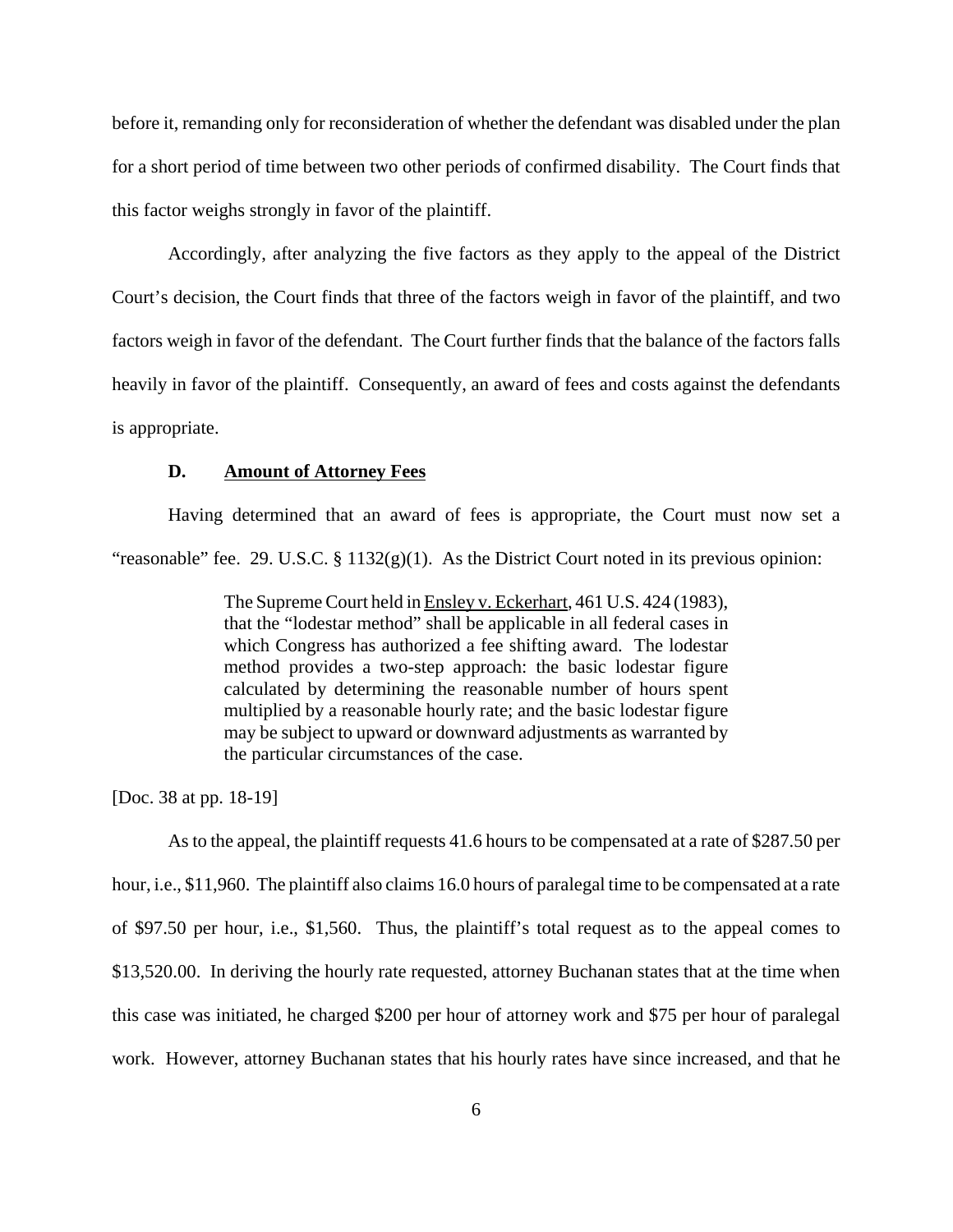before it, remanding only for reconsideration of whether the defendant was disabled under the plan for a short period of time between two other periods of confirmed disability. The Court finds that this factor weighs strongly in favor of the plaintiff.

Accordingly, after analyzing the five factors as they apply to the appeal of the District Court's decision, the Court finds that three of the factors weigh in favor of the plaintiff, and two factors weigh in favor of the defendant. The Court further finds that the balance of the factors falls heavily in favor of the plaintiff. Consequently, an award of fees and costs against the defendants is appropriate.

### D. Amount of Attorney Fees

Having determined that an award of fees is appropriate, the Court must now set a "reasonable" fee. 29. U.S.C. § 1132(g)(1). As the District Court noted in its previous opinion:

> The Supreme Court held in Ensley v. Eckerhart, 461 U.S. 424 (1983), that the "lodestar method" shall be applicable in all federal cases in which Congress has authorized a fee shifting award. The lodestar method provides a two-step approach: the basic lodestar figure calculated by determining the reasonable number of hours spent multiplied by a reasonable hourly rate; and the basic lodestar figure may be subject to upward or downward adjustments as warranted by the particular circumstances of the case.

[Doc. 38 at pp. 18-19]

As to the appeal, the plaintiff requests 41.6 hours to be compensated at a rate of $287.50 per hour, i.e., $11,960. The plaintiff also claims 16.0 hours of paralegal time to be compensated at a rate of $97.50 per hour, i.e., $1,560. Thus, the plaintiff's total request as to the appeal comes to $13,520.00. In deriving the hourly rate requested, attorney Buchanan states that at the time when this case was initiated, he charged $200 per hour of attorney work and $75 per hour of paralegal work. However, attorney Buchanan states that his hourly rates have since increased, and that he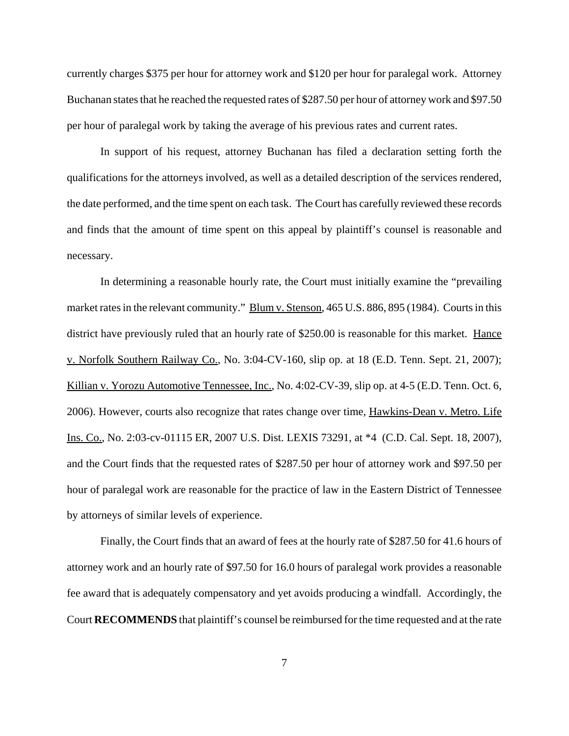currently charges $375 per hour for attorney work and $120 per hour for paralegal work. Attorney Buchanan states that he reached the requested rates of $287.50 per hour of attorney work and $97.50 per hour of paralegal work by taking the average of his previous rates and current rates.

In support of his request, attorney Buchanan has filed a declaration setting forth the qualifications for the attorneys involved, as well as a detailed description of the services rendered, the date performed, and the time spent on each task. The Court has carefully reviewed these records and finds that the amount of time spent on this appeal by plaintiff's counsel is reasonable and necessary.

In determining a reasonable hourly rate, the Court must initially examine the "prevailing market rates in the relevant community." Blum v. Stenson, 465 U.S. 886, 895 (1984). Courts in this district have previously ruled that an hourly rate of $250.00 is reasonable for this market. Hance v. Norfolk Southern Railway Co., No. 3:04-CV-160, slip op. at 18 (E.D. Tenn. Sept. 21, 2007); Killian v. Yorozu Automotive Tennessee, Inc., No. 4:02-CV-39, slip op. at 4-5 (E.D. Tenn. Oct. 6, 2006). However, courts also recognize that rates change over time, Hawkins-Dean v. Metro. Life Ins. Co., No. 2:03-cv-01115 ER, 2007 U.S. Dist. LEXIS 73291, at *4 (C.D. Cal. Sept. 18, 2007), and the Court finds that the requested rates of $287.50 per hour of attorney work and $97.50 per hour of paralegal work are reasonable for the practice of law in the Eastern District of Tennessee by attorneys of similar levels of experience.

Finally, the Court finds that an award of fees at the hourly rate of $287.50 for 41.6 hours of attorney work and an hourly rate of $97.50 for 16.0 hours of paralegal work provides a reasonable fee award that is adequately compensatory and yet avoids producing a windfall. Accordingly, the Court **RECOMMENDS** that plaintiff's counsel be reimbursed for the time requested and at the rate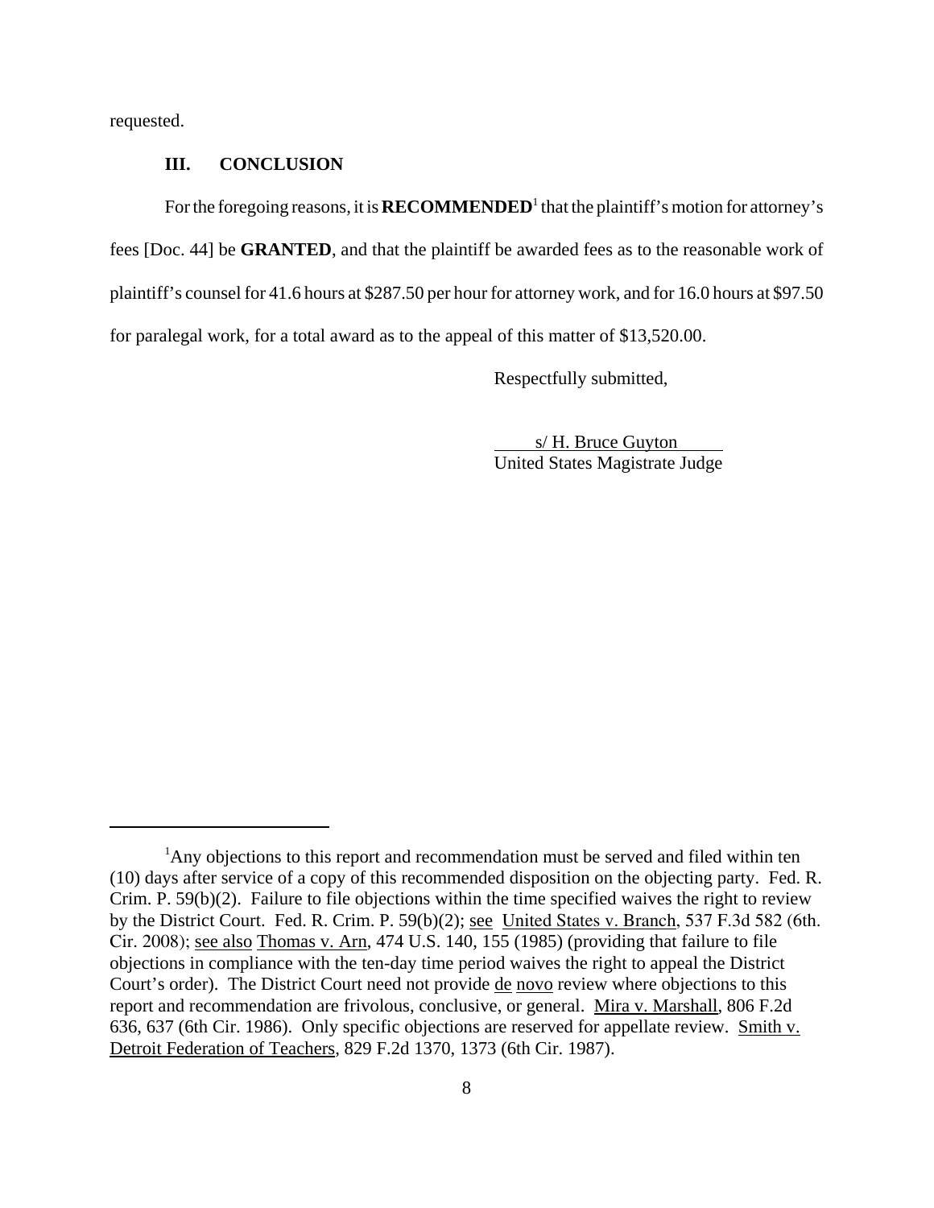requested.

## III. CONCLUSION

For the foregoing reasons, it is **RECOMMENDED**[1] that the plaintiff's motion for attorney's fees [Doc. 44] be **GRANTED**, and that the plaintiff be awarded fees as to the reasonable work of plaintiff's counsel for 41.6 hours at $287.50 per hour for attorney work, and for 16.0 hours at $97.50 for paralegal work, for a total award as to the appeal of this matter of $13,520.00.

Respectfully submitted,

s/ H. Bruce Guyton
United States Magistrate Judge

---

[1] Any objections to this report and recommendation must be served and filed within ten (10) days after service of a copy of this recommended disposition on the objecting party. Fed. R. Crim. P. 59(b)(2). Failure to file objections within the time specified waives the right to review by the District Court. Fed. R. Crim. P. 59(b)(2); see United States v. Branch, 537 F.3d 582 (6th. Cir. 2008); see also Thomas v. Arn, 474 U.S. 140, 155 (1985) (providing that failure to file objections in compliance with the ten-day time period waives the right to appeal the District Court's order). The District Court need not provide de novo review where objections to this report and recommendation are frivolous, conclusive, or general. Mira v. Marshall, 806 F.2d 636, 637 (6th Cir. 1986). Only specific objections are reserved for appellate review. Smith v. Detroit Federation of Teachers, 829 F.2d 1370, 1373 (6th Cir. 1987).